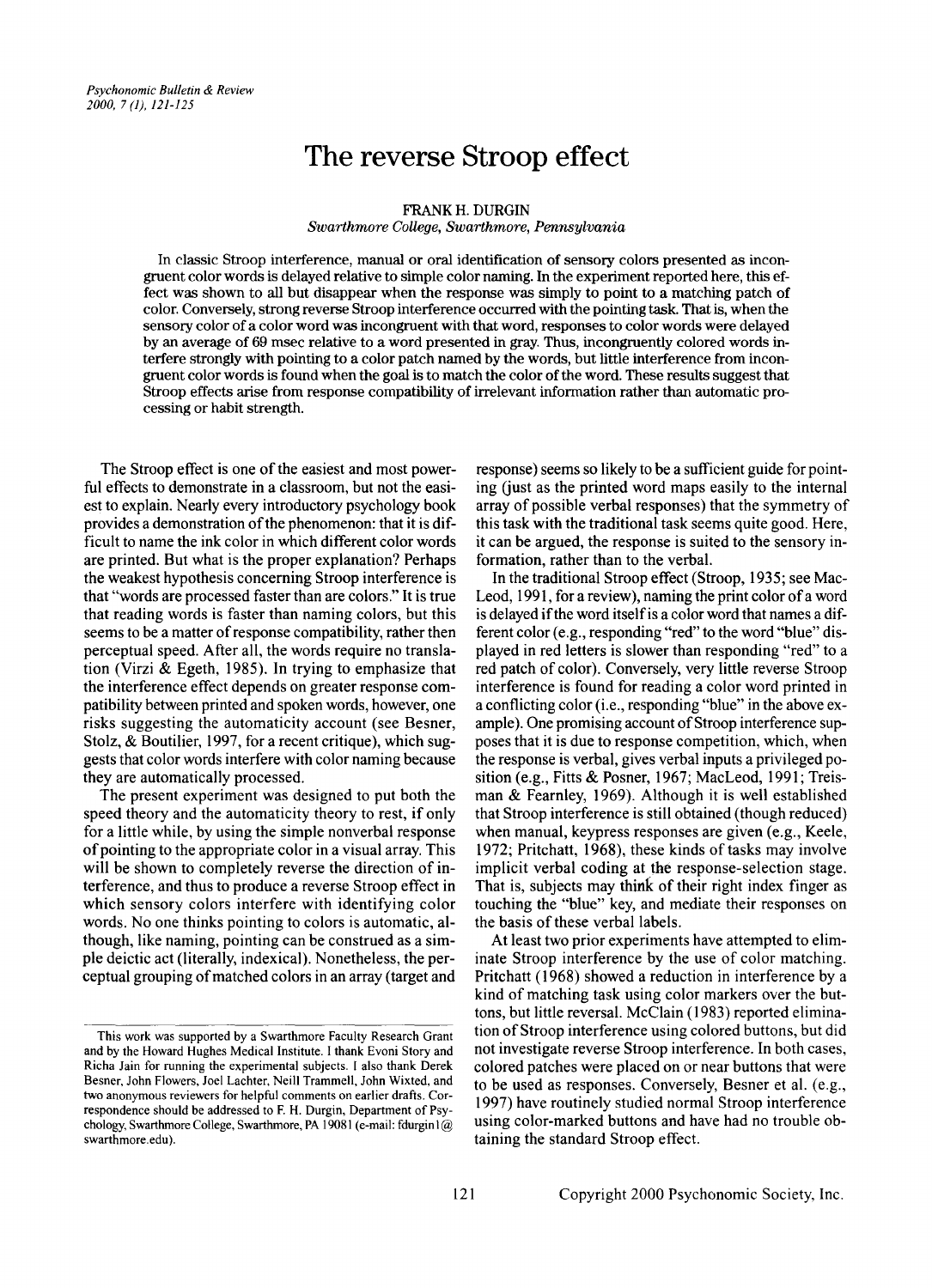# The reverse Stroop effect

FRANK H. DURGIN
*Swarthmore College, Swarthmore, Pennsylvania*

In classic Stroop interference, manual or oral identification of sensory colors presented as incongruent color words is delayed relative to simple color naming. In the experiment reported here, this effect was shown to all but disappear when the response was simply to point to a matching patch of color. Conversely, strong reverse Stroop interference occurred with the pointing task. That is, when the sensory color of a color word was incongruent with that word, responses to color words were delayed by an average of 69 msec relative to a word presented in gray. Thus, incongruently colored words interfere strongly with pointing to a color patch named by the words, but little interference from incongruent color words is found when the goal is to match the color of the word. These results suggest that Stroop effects arise from response compatibility of irrelevant information rather than automatic processing or habit strength.

The Stroop effect is one of the easiest and most powerful effects to demonstrate in a classroom, but not the easiest to explain. Nearly every introductory psychology book provides a demonstration of the phenomenon: that it is difficult to name the ink color in which different color words are printed. But what is the proper explanation? Perhaps the weakest hypothesis concerning Stroop interference is that "words are processed faster than are colors." It is true that reading words is faster than naming colors, but this seems to be a matter of response compatibility, rather then perceptual speed. After all, the words require no translation (Virzi & Egeth, 1985). In trying to emphasize that the interference effect depends on greater response compatibility between printed and spoken words, however, one risks suggesting the automaticity account (see Besner, Stolz, & Boutilier, 1997, for a recent critique), which suggests that color words interfere with color naming because they are automatically processed.

The present experiment was designed to put both the speed theory and the automaticity theory to rest, if only for a little while, by using the simple nonverbal response of pointing to the appropriate color in a visual array. This will be shown to completely reverse the direction of interference, and thus to produce a reverse Stroop effect in which sensory colors interfere with identifying color words. No one thinks pointing to colors is automatic, although, like naming, pointing can be construed as a simple deictic act (literally, indexical). Nonetheless, the perceptual grouping of matched colors in an array (target and response) seems so likely to be a sufficient guide for pointing (just as the printed word maps easily to the internal array of possible verbal responses) that the symmetry of this task with the traditional task seems quite good. Here, it can be argued, the response is suited to the sensory information, rather than to the verbal.

In the traditional Stroop effect (Stroop, 1935; see MacLeod, 1991, for a review), naming the print color of a word is delayed if the word itself is a color word that names a different color (e.g., responding "red" to the word "blue" displayed in red letters is slower than responding "red" to a red patch of color). Conversely, very little reverse Stroop interference is found for reading a color word printed in a conflicting color (i.e., responding "blue" in the above example). One promising account of Stroop interference supposes that it is due to response competition, which, when the response is verbal, gives verbal inputs a privileged position (e.g., Fitts & Posner, 1967; MacLeod, 1991; Treisman & Fearnley, 1969). Although it is well established that Stroop interference is still obtained (though reduced) when manual, keypress responses are given (e.g., Keele, 1972; Pritchatt, 1968), these kinds of tasks may involve implicit verbal coding at the response-selection stage. That is, subjects may *think* of their right index finger as touching the "blue" key, and mediate their responses on the basis of these verbal labels.

At least two prior experiments have attempted to eliminate Stroop interference by the use of color matching. Pritchatt (1968) showed a reduction in interference by a kind of matching task using color markers over the buttons, but little reversal. McClain (1983) reported elimination of Stroop interference using colored buttons, but did not investigate reverse Stroop interference. In both cases, colored patches were placed on or near buttons that were to be used as responses. Conversely, Besner et al. (e.g., 1997) have routinely studied normal Stroop interference using color-marked buttons and have had no trouble obtaining the standard Stroop effect.

This work was supported by a Swarthmore Faculty Research Grant and by the Howard Hughes Medical Institute. I thank Evoni Story and Richa Jain for running the experimental subjects. I also thank Derek Besner, John Flowers, Joel Lachter, Neill Trammell, John Wixted, and two anonymous reviewers for helpful comments on earlier drafts. Correspondence should be addressed to F. H. Durgin, Department of Psychology, Swarthmore College, Swarthmore, PA 19081 (e-mail: fdurgin1@swarthmore.edu).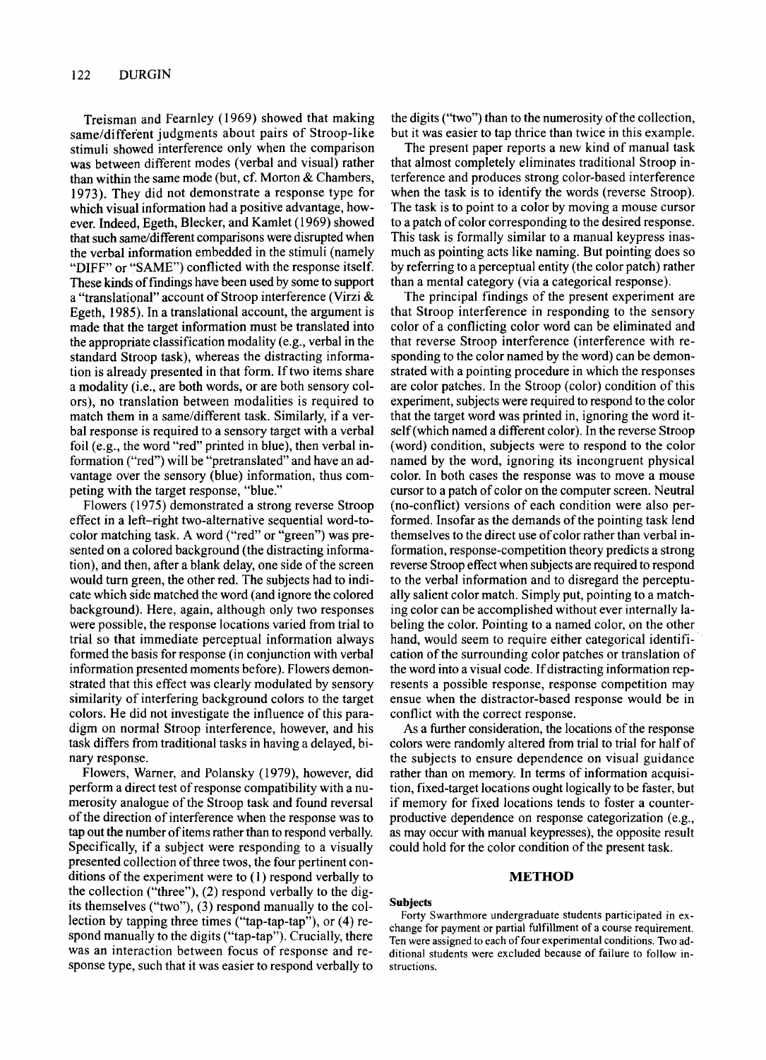Treisman and Fearnley (1969) showed that making same/different judgments about pairs of Stroop-like stimuli showed interference only when the comparison was between different modes (verbal and visual) rather than within the same mode (but, cf. Morton & Chambers, 1973). They did not demonstrate a response type for which visual information had a positive advantage, however. Indeed, Egeth, Blecker, and Kamlet (1969) showed that such same/different comparisons were disrupted when the verbal information embedded in the stimuli (namely "DIFF" or "SAME") conflicted with the response itself. These kinds of findings have been used by some to support a "translational" account of Stroop interference (Virzi & Egeth, 1985). In a translational account, the argument is made that the target information must be translated into the appropriate classification modality (e.g., verbal in the standard Stroop task), whereas the distracting information is already presented in that form. If two items share a modality (i.e., are both words, or are both sensory colors), no translation between modalities is required to match them in a same/different task. Similarly, if a verbal response is required to a sensory target with a verbal foil (e.g., the word "red" printed in blue), then verbal information ("red") will be "pretranslated" and have an advantage over the sensory (blue) information, thus competing with the target response, "blue."

Flowers (1975) demonstrated a strong reverse Stroop effect in a left–right two-alternative sequential word-to-color matching task. A word ("red" or "green") was presented on a colored background (the distracting information), and then, after a blank delay, one side of the screen would turn green, the other red. The subjects had to indicate which side matched the word (and ignore the colored background). Here, again, although only two responses were possible, the response locations varied from trial to trial so that immediate perceptual information always formed the basis for response (in conjunction with verbal information presented moments before). Flowers demonstrated that this effect was clearly modulated by sensory similarity of interfering background colors to the target colors. He did not investigate the influence of this paradigm on normal Stroop interference, however, and his task differs from traditional tasks in having a delayed, binary response.

Flowers, Warner, and Polansky (1979), however, did perform a direct test of response compatibility with a numerosity analogue of the Stroop task and found reversal of the direction of interference when the response was to tap out the number of items rather than to respond verbally. Specifically, if a subject were responding to a visually presented collection of three twos, the four pertinent conditions of the experiment were to (1) respond verbally to the collection ("three"), (2) respond verbally to the digits themselves ("two"), (3) respond manually to the collection by tapping three times ("tap-tap-tap"), or (4) respond manually to the digits ("tap-tap"). Crucially, there was an interaction between focus of response and response type, such that it was easier to respond verbally to the digits ("two") than to the numerosity of the collection, but it was easier to tap thrice than twice in this example.

The present paper reports a new kind of manual task that almost completely eliminates traditional Stroop interference and produces strong color-based interference when the task is to identify the words (reverse Stroop). The task is to point to a color by moving a mouse cursor to a patch of color corresponding to the desired response. This task is formally similar to a manual keypress inasmuch as pointing acts like naming. But pointing does so by referring to a perceptual entity (the color patch) rather than a mental category (via a categorical response).

The principal findings of the present experiment are that Stroop interference in responding to the sensory color of a conflicting color word can be eliminated and that reverse Stroop interference (interference with responding to the color named by the word) can be demonstrated with a pointing procedure in which the responses are color patches. In the Stroop (color) condition of this experiment, subjects were required to respond to the color that the target word was printed in, ignoring the word itself (which named a different color). In the reverse Stroop (word) condition, subjects were to respond to the color named by the word, ignoring its incongruent physical color. In both cases the response was to move a mouse cursor to a patch of color on the computer screen. Neutral (no-conflict) versions of each condition were also performed. Insofar as the demands of the pointing task lend themselves to the direct use of color rather than verbal information, response-competition theory predicts a strong reverse Stroop effect when subjects are required to respond to the verbal information and to disregard the perceptually salient color match. Simply put, pointing to a matching color can be accomplished without ever internally labeling the color. Pointing to a named color, on the other hand, would seem to require either categorical identification of the surrounding color patches or translation of the word into a visual code. If distracting information represents a possible response, response competition may ensue when the distractor-based response would be in conflict with the correct response.

As a further consideration, the locations of the response colors were randomly altered from trial to trial for half of the subjects to ensure dependence on visual guidance rather than on memory. In terms of information acquisition, fixed-target locations ought logically to be faster, but if memory for fixed locations tends to foster a counterproductive dependence on response categorization (e.g., as may occur with manual keypresses), the opposite result could hold for the color condition of the present task.

## METHOD

### Subjects

Forty Swarthmore undergraduate students participated in exchange for payment or partial fulfillment of a course requirement. Ten were assigned to each of four experimental conditions. Two additional students were excluded because of failure to follow instructions.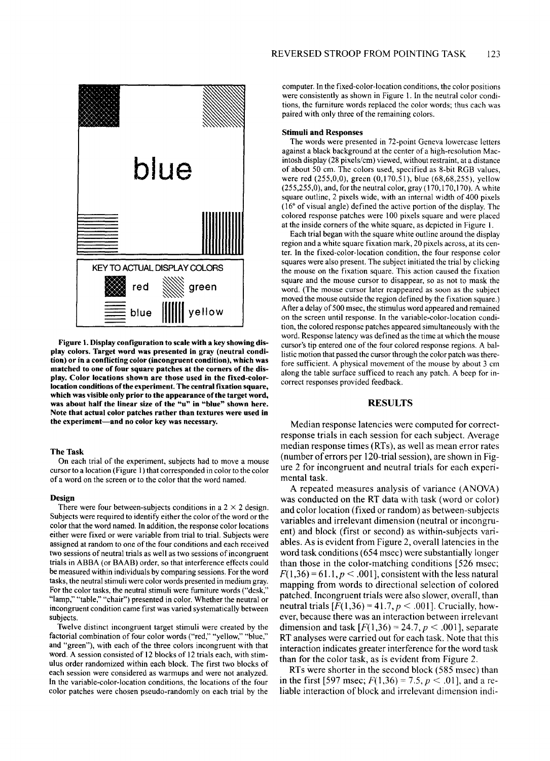blue

KEY TO ACTUAL DISPLAY COLORS

red green

blue yellow

**Figure 1. Display configuration to scale with a key showing display colors. Target word was presented in gray (neutral condition) or in a conflicting color (incongruent condition), which was matched to one of four square patches at the corners of the display. Color locations shown are those used in the fixed-color-location conditions of the experiment. The central fixation square, which was visible only prior to the appearance of the target word, was about half the linear size of the "u" in "blue" shown here. Note that actual color patches rather than textures were used in the experiment—and no color key was necessary.**

### The Task

On each trial of the experiment, subjects had to move a mouse cursor to a location (Figure 1) that corresponded in color to the color of a word on the screen or to the color that the word named.

### Design

There were four between-subjects conditions in a 2 × 2 design. Subjects were required to identify either the color of the word or the color that the word named. In addition, the response color locations either were fixed or were variable from trial to trial. Subjects were assigned at random to one of the four conditions and each received two sessions of neutral trials as well as two sessions of incongruent trials in ABBA (or BAAB) order, so that interference effects could be measured within individuals by comparing sessions. For the word tasks, the neutral stimuli were color words presented in medium gray. For the color tasks, the neutral stimuli were furniture words ("desk," "lamp," "table," "chair") presented in color. Whether the neutral or incongruent condition came first was varied systematically between subjects.

Twelve distinct incongruent target stimuli were created by the factorial combination of four color words ("red," "yellow," "blue," and "green"), with each of the three colors incongruent with that word. A session consisted of 12 blocks of 12 trials each, with stimulus order randomized within each block. The first two blocks of each session were considered as warmups and were not analyzed. In the variable-color-location conditions, the locations of the four color patches were chosen pseudo-randomly on each trial by the computer. In the fixed-color-location conditions, the color positions were consistently as shown in Figure 1. In the neutral color conditions, the furniture words replaced the color words; thus each was paired with only three of the remaining colors.

### Stimuli and Responses

The words were presented in 72-point Geneva lowercase letters against a black background at the center of a high-resolution Macintosh display (28 pixels/cm) viewed, without restraint, at a distance of about 50 cm. The colors used, specified as 8-bit RGB values, were red (255,0,0), green (0,170,51), blue (68,68,255), yellow (255,255,0), and, for the neutral color, gray (170,170,170). A white square outline, 2 pixels wide, with an internal width of 400 pixels (16° of visual angle) defined the active portion of the display. The colored response patches were 100 pixels square and were placed at the inside corners of the white square, as depicted in Figure 1.

Each trial began with the square white outline around the display region and a white square fixation mark, 20 pixels across, at its center. In the fixed-color-location condition, the four response color squares were also present. The subject initiated the trial by clicking the mouse on the fixation square. This action caused the fixation square and the mouse cursor to disappear, so as not to mask the word. (The mouse cursor later reappeared as soon as the subject moved the mouse outside the region defined by the fixation square.) After a delay of 500 msec, the stimulus word appeared and remained on the screen until response. In the variable-color-location condition, the colored response patches appeared simultaneously with the word. Response latency was defined as the time at which the mouse cursor's tip entered one of the four colored response regions. A ballistic motion that passed the cursor through the color patch was therefore sufficient. A physical movement of the mouse by about 3 cm along the table surface sufficed to reach any patch. A beep for incorrect responses provided feedback.

## RESULTS

Median response latencies were computed for correct-response trials in each session for each subject. Average median response times (RTs), as well as mean error rates (number of errors per 120-trial session), are shown in Figure 2 for incongruent and neutral trials for each experimental task.

A repeated measures analysis of variance (ANOVA) was conducted on the RT data with task (word or color) and color location (fixed or random) as between-subjects variables and irrelevant dimension (neutral or incongruent) and block (first or second) as within-subjects variables. As is evident from Figure 2, overall latencies in the word task conditions (654 msec) were substantially longer than those in the color-matching conditions [526 msec; $F(1,36) = 61.1, p < .001$], consistent with the less natural mapping from words to directional selection of colored patched. Incongruent trials were also slower, overall, than neutral trials [$F(1,36) = 41.7, p < .001$]. Crucially, however, because there was an interaction between irrelevant dimension and task [$F(1,36) = 24.7, p < .001$], separate RT analyses were carried out for each task. Note that this interaction indicates greater interference for the word task than for the color task, as is evident from Figure 2.

RTs were shorter in the second block (585 msec) than in the first [597 msec; $F(1,36) = 7.5, p < .01$], and a reliable interaction of block and irrelevant dimension indi-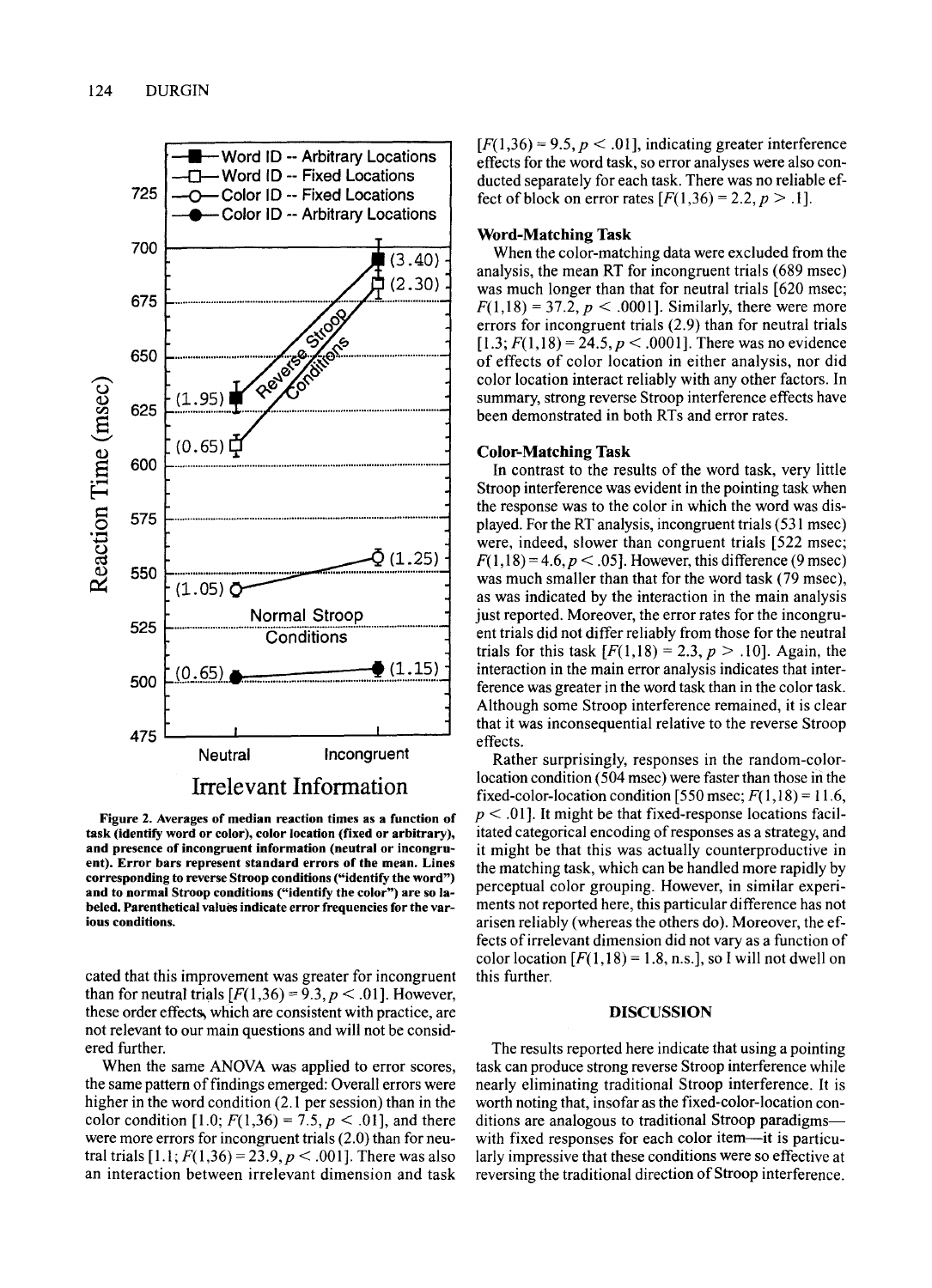Figure 2. Averages of median reaction times as a function of task (identify word or color), color location (fixed or arbitrary), and presence of incongruent information (neutral or incongruent). Error bars represent standard errors of the mean. Lines corresponding to reverse Stroop conditions ("identify the word") and to normal Stroop conditions ("identify the color") are so labeled. Parenthetical values indicate error frequencies for the various conditions.

cated that this improvement was greater for incongruent than for neutral trials [$F(1,36) = 9.3, p < .01$]. However, these order effects, which are consistent with practice, are not relevant to our main questions and will not be considered further.

When the same ANOVA was applied to error scores, the same pattern of findings emerged: Overall errors were higher in the word condition (2.1 per session) than in the color condition [1.0; $F(1,36) = 7.5, p < .01$], and there were more errors for incongruent trials (2.0) than for neutral trials [1.1; $F(1,36) = 23.9, p < .001$]. There was also an interaction between irrelevant dimension and task [$F(1,36) = 9.5, p < .01$], indicating greater interference effects for the word task, so error analyses were also conducted separately for each task. There was no reliable effect of block on error rates [$F(1,36) = 2.2, p > .1$].

### Word-Matching Task

When the color-matching data were excluded from the analysis, the mean RT for incongruent trials (689 msec) was much longer than that for neutral trials [620 msec; $F(1,18) = 37.2, p < .0001$]. Similarly, there were more errors for incongruent trials (2.9) than for neutral trials [1.3; $F(1,18) = 24.5, p < .0001$]. There was no evidence of effects of color location in either analysis, nor did color location interact reliably with any other factors. In summary, strong reverse Stroop interference effects have been demonstrated in both RTs and error rates.

### Color-Matching Task

In contrast to the results of the word task, very little Stroop interference was evident in the pointing task when the response was to the color in which the word was displayed. For the RT analysis, incongruent trials (531 msec) were, indeed, slower than congruent trials [522 msec; $F(1,18) = 4.6, p < .05$]. However, this difference (9 msec) was much smaller than that for the word task (79 msec), as was indicated by the interaction in the main analysis just reported. Moreover, the error rates for the incongruent trials did not differ reliably from those for the neutral trials for this task [$F(1,18) = 2.3, p > .10$]. Again, the interaction in the main error analysis indicates that interference was greater in the word task than in the color task. Although some Stroop interference remained, it is clear that it was inconsequential relative to the reverse Stroop effects.

Rather surprisingly, responses in the random-color-location condition (504 msec) were faster than those in the fixed-color-location condition [550 msec; $F(1,18) = 11.6, p < .01$]. It might be that fixed-response locations facilitated categorical encoding of responses as a strategy, and it might be that this was actually counterproductive in the matching task, which can be handled more rapidly by perceptual color grouping. However, in similar experiments not reported here, this particular difference has not arisen reliably (whereas the others do). Moreover, the effects of irrelevant dimension did not vary as a function of color location [$F(1,18) = 1.8$, n.s.], so I will not dwell on this further.

## DISCUSSION

The results reported here indicate that using a pointing task can produce strong reverse Stroop interference while nearly eliminating traditional Stroop interference. It is worth noting that, insofar as the fixed-color-location conditions are analogous to traditional Stroop paradigms—with fixed responses for each color item—it is particularly impressive that these conditions were so effective at reversing the traditional direction of Stroop interference.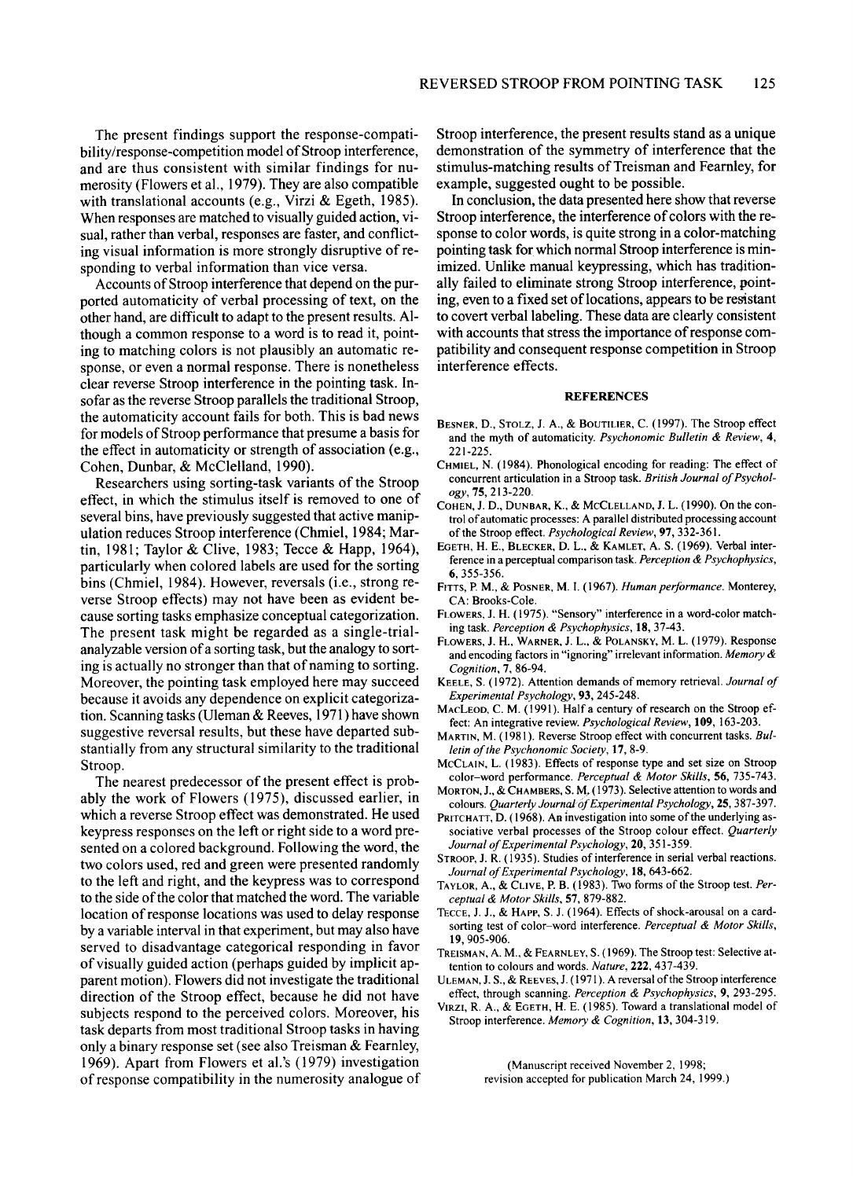The present findings support the response-compatibility/response-competition model of Stroop interference, and are thus consistent with similar findings for numerosity (Flowers et al., 1979). They are also compatible with translational accounts (e.g., Virzi & Egeth, 1985). When responses are matched to visually guided action, visual, rather than verbal, responses are faster, and conflicting visual information is more strongly disruptive of responding to verbal information than vice versa.

Accounts of Stroop interference that depend on the purported automaticity of verbal processing of text, on the other hand, are difficult to adapt to the present results. Although a common response to a word is to read it, pointing to matching colors is not plausibly an automatic response, or even a normal response. There is nonetheless clear reverse Stroop interference in the pointing task. Insofar as the reverse Stroop parallels the traditional Stroop, the automaticity account fails for both. This is bad news for models of Stroop performance that presume a basis for the effect in automaticity or strength of association (e.g., Cohen, Dunbar, & McClelland, 1990).

Researchers using sorting-task variants of the Stroop effect, in which the stimulus itself is removed to one of several bins, have previously suggested that active manipulation reduces Stroop interference (Chmiel, 1984; Martin, 1981; Taylor & Clive, 1983; Tecce & Happ, 1964), particularly when colored labels are used for the sorting bins (Chmiel, 1984). However, reversals (i.e., strong reverse Stroop effects) may not have been as evident because sorting tasks emphasize conceptual categorization. The present task might be regarded as a single-trial-analyzable version of a sorting task, but the analogy to sorting is actually no stronger than that of naming to sorting. Moreover, the pointing task employed here may succeed because it avoids any dependence on explicit categorization. Scanning tasks (Uleman & Reeves, 1971) have shown suggestive reversal results, but these have departed substantially from any structural similarity to the traditional Stroop.

The nearest predecessor of the present effect is probably the work of Flowers (1975), discussed earlier, in which a reverse Stroop effect was demonstrated. He used keypress responses on the left or right side to a word presented on a colored background. Following the word, the two colors used, red and green were presented randomly to the left and right, and the keypress was to correspond to the side of the color that matched the word. The variable location of response locations was used to delay response by a variable interval in that experiment, but may also have served to disadvantage categorical responding in favor of visually guided action (perhaps guided by implicit apparent motion). Flowers did not investigate the traditional direction of the Stroop effect, because he did not have subjects respond to the perceived colors. Moreover, his task departs from most traditional Stroop tasks in having only a binary response set (see also Treisman & Fearnley, 1969). Apart from Flowers et al.'s (1979) investigation of response compatibility in the numerosity analogue of Stroop interference, the present results stand as a unique demonstration of the symmetry of interference that the stimulus-matching results of Treisman and Fearnley, for example, suggested ought to be possible.

In conclusion, the data presented here show that reverse Stroop interference, the interference of colors with the response to color words, is quite strong in a color-matching pointing task for which normal Stroop interference is minimized. Unlike manual keypressing, which has traditionally failed to eliminate strong Stroop interference, pointing, even to a fixed set of locations, appears to be resistant to covert verbal labeling. These data are clearly consistent with accounts that stress the importance of response compatibility and consequent response competition in Stroop interference effects.

## REFERENCES

Besner, D., Stolz, J. A., & Boutilier, C. (1997). The Stroop effect and the myth of automaticity. *Psychonomic Bulletin & Review*, **4**, 221-225.

Chmiel, N. (1984). Phonological encoding for reading: The effect of concurrent articulation in a Stroop task. *British Journal of Psychology*, **75**, 213-220.

Cohen, J. D., Dunbar, K., & McClelland, J. L. (1990). On the control of automatic processes: A parallel distributed processing account of the Stroop effect. *Psychological Review*, **97**, 332-361.

Egeth, H. E., Blecker, D. L., & Kamlet, A. S. (1969). Verbal interference in a perceptual comparison task. *Perception & Psychophysics*, **6**, 355-356.

Fitts, P. M., & Posner, M. I. (1967). *Human performance*. Monterey, CA: Brooks-Cole.

Flowers, J. H. (1975). "Sensory" interference in a word-color matching task. *Perception & Psychophysics*, **18**, 37-43.

Flowers, J. H., Warner, J. L., & Polansky, M. L. (1979). Response and encoding factors in "ignoring" irrelevant information. *Memory & Cognition*, **7**, 86-94.

Keele, S. (1972). Attention demands of memory retrieval. *Journal of Experimental Psychology*, **93**, 245-248.

MacLeod, C. M. (1991). Half a century of research on the Stroop effect: An integrative review. *Psychological Review*, **109**, 163-203.

Martin, M. (1981). Reverse Stroop effect with concurrent tasks. *Bulletin of the Psychonomic Society*, **17**, 8-9.

McClain, L. (1983). Effects of response type and set size on Stroop color–word performance. *Perceptual & Motor Skills*, **56**, 735-743.

Morton, J., & Chambers, S. M. (1973). Selective attention to words and colours. *Quarterly Journal of Experimental Psychology*, **25**, 387-397.

Pritchatt, D. (1968). An investigation into some of the underlying associative verbal processes of the Stroop colour effect. *Quarterly Journal of Experimental Psychology*, **20**, 351-359.

Stroop, J. R. (1935). Studies of interference in serial verbal reactions. *Journal of Experimental Psychology*, **18**, 643-662.

Taylor, A., & Clive, P. B. (1983). Two forms of the Stroop test. *Perceptual & Motor Skills*, **57**, 879-882.

Tecce, J. J., & Happ, S. J. (1964). Effects of shock-arousal on a card-sorting test of color–word interference. *Perceptual & Motor Skills*, **19**, 905-906.

Treisman, A. M., & Fearnley, S. (1969). The Stroop test: Selective attention to colours and words. *Nature*, **222**, 437-439.

Uleman, J. S., & Reeves, J. (1971). A reversal of the Stroop interference effect, through scanning. *Perception & Psychophysics*, **9**, 293-295.

Virzi, R. A., & Egeth, H. E. (1985). Toward a translational model of Stroop interference. *Memory & Cognition*, **13**, 304-319.

(Manuscript received November 2, 1998;
revision accepted for publication March 24, 1999.)